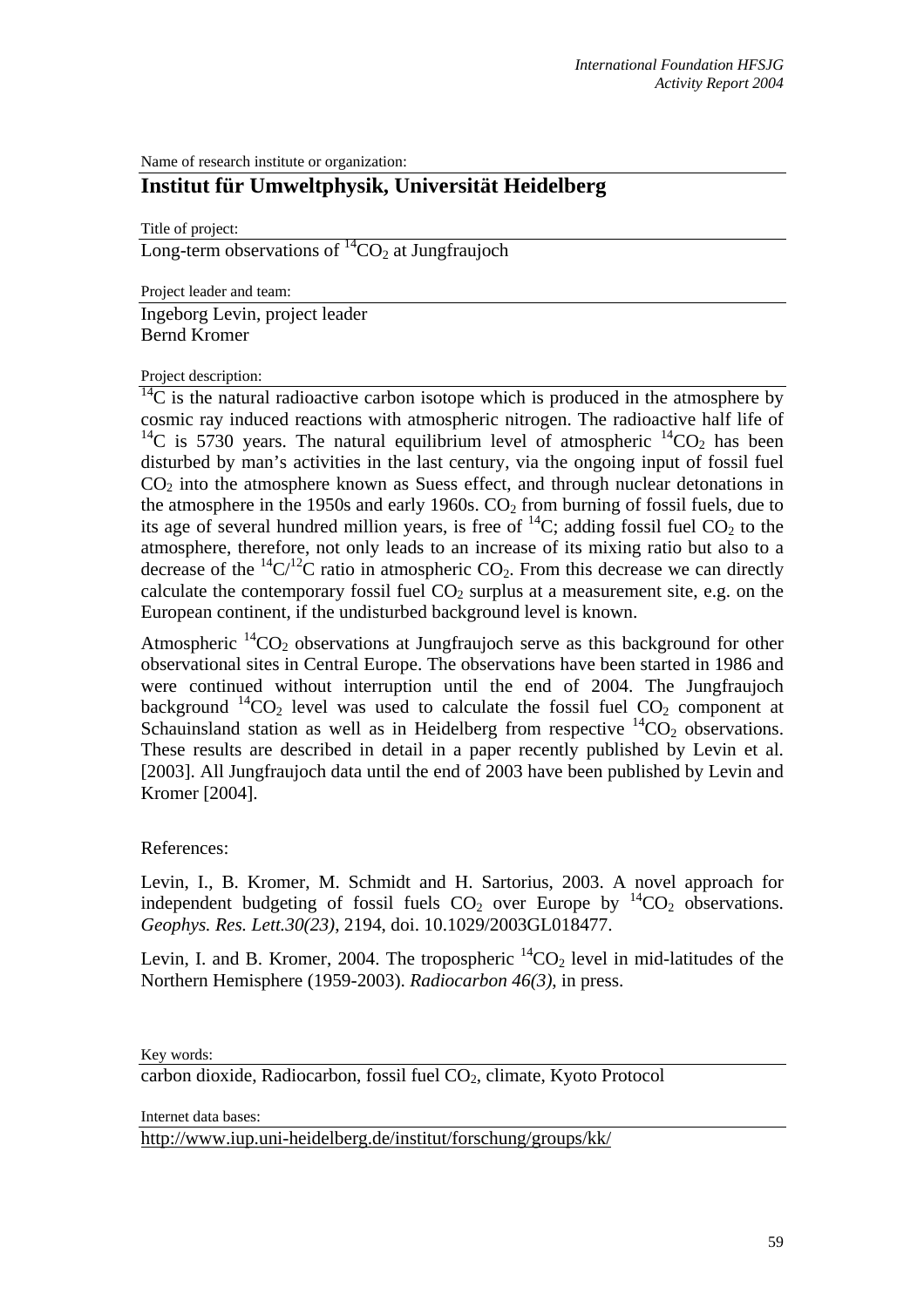Name of research institute or organization:

## Institut für Umweltphysik, Universität Heidelberg

Title of project:

Long-term observations of $^{14}CO_2$ at Jungfraujoch

Project leader and team:

Ingeborg Levin, project leader
Bernd Kromer

Project description:

$^{14}C$ is the natural radioactive carbon isotope which is produced in the atmosphere by cosmic ray induced reactions with atmospheric nitrogen. The radioactive half life of $^{14}C$ is 5730 years. The natural equilibrium level of atmospheric $^{14}CO_2$ has been disturbed by man's activities in the last century, via the ongoing input of fossil fuel $CO_2$ into the atmosphere known as Suess effect, and through nuclear detonations in the atmosphere in the 1950s and early 1960s. $CO_2$ from burning of fossil fuels, due to its age of several hundred million years, is free of $^{14}C$; adding fossil fuel $CO_2$ to the atmosphere, therefore, not only leads to an increase of its mixing ratio but also to a decrease of the $^{14}C/^{12}C$ ratio in atmospheric $CO_2$. From this decrease we can directly calculate the contemporary fossil fuel $CO_2$ surplus at a measurement site, e.g. on the European continent, if the undisturbed background level is known.

Atmospheric $^{14}CO_2$ observations at Jungfraujoch serve as this background for other observational sites in Central Europe. The observations have been started in 1986 and were continued without interruption until the end of 2004. The Jungfraujoch background $^{14}CO_2$ level was used to calculate the fossil fuel $CO_2$ component at Schauinsland station as well as in Heidelberg from respective $^{14}CO_2$ observations. These results are described in detail in a paper recently published by Levin et al. [2003]. All Jungfraujoch data until the end of 2003 have been published by Levin and Kromer [2004].

References:

Levin, I., B. Kromer, M. Schmidt and H. Sartorius, 2003. A novel approach for independent budgeting of fossil fuels $CO_2$ over Europe by $^{14}CO_2$ observations. *Geophys. Res. Lett.30(23)*, 2194, doi. 10.1029/2003GL018477.

Levin, I. and B. Kromer, 2004. The tropospheric $^{14}CO_2$ level in mid-latitudes of the Northern Hemisphere (1959-2003). *Radiocarbon 46(3)*, in press.

Key words:

carbon dioxide, Radiocarbon, fossil fuel $CO_2$, climate, Kyoto Protocol

Internet data bases:

http://www.iup.uni-heidelberg.de/institut/forschung/groups/kk/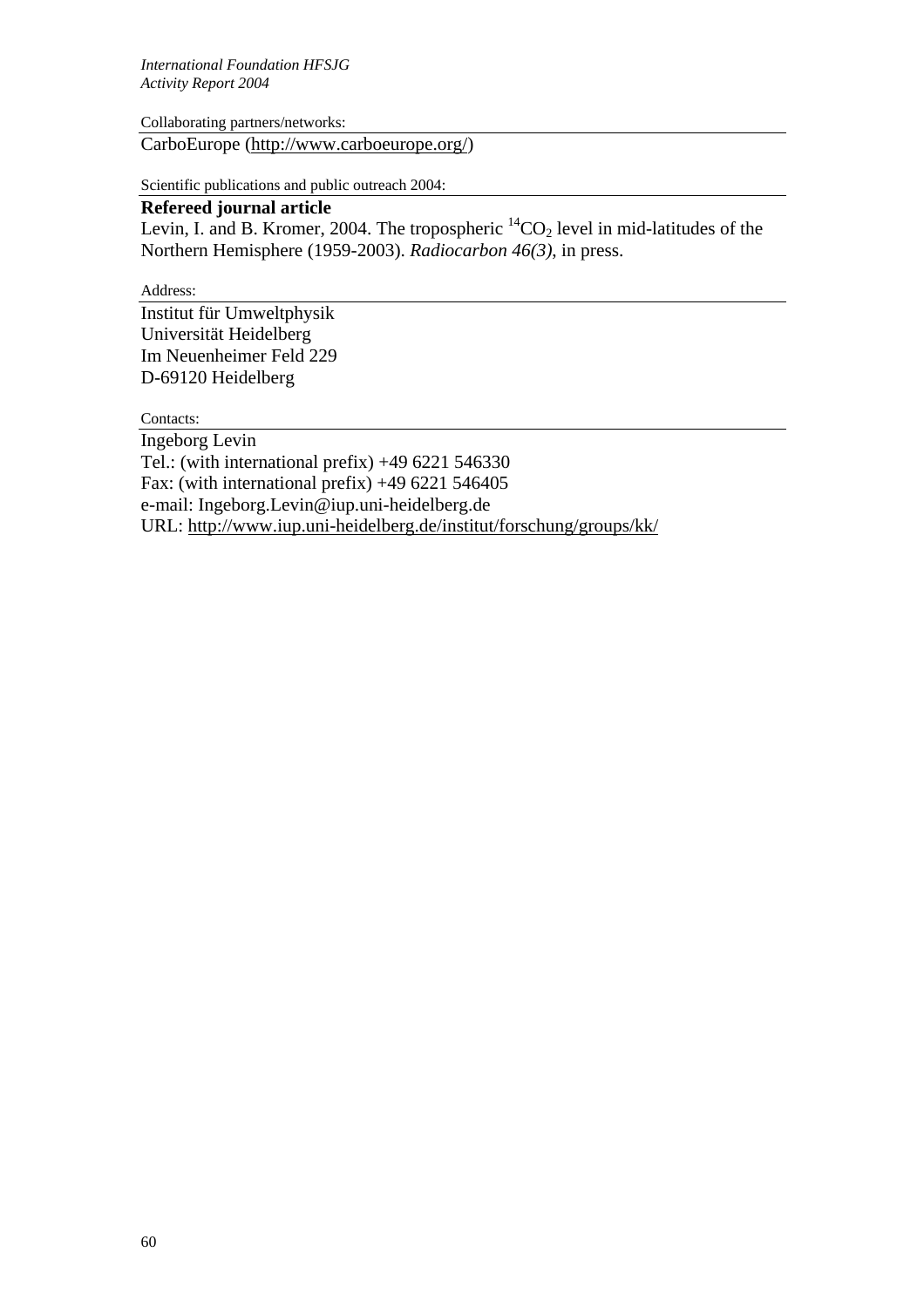Collaborating partners/networks:

CarboEurope (http://www.carboeurope.org/)

Scientific publications and public outreach 2004:

**Refereed journal article**

Levin, I. and B. Kromer, 2004. The tropospheric $^{14}CO_2$ level in mid-latitudes of the Northern Hemisphere (1959-2003). *Radiocarbon 46(3)*, in press.

Address:

Institut für Umweltphysik
Universität Heidelberg
Im Neuenheimer Feld 229
D-69120 Heidelberg

Contacts:

Ingeborg Levin
Tel.: (with international prefix) +49 6221 546330
Fax: (with international prefix) +49 6221 546405
e-mail: Ingeborg.Levin@iup.uni-heidelberg.de
URL: http://www.iup.uni-heidelberg.de/institut/forschung/groups/kk/